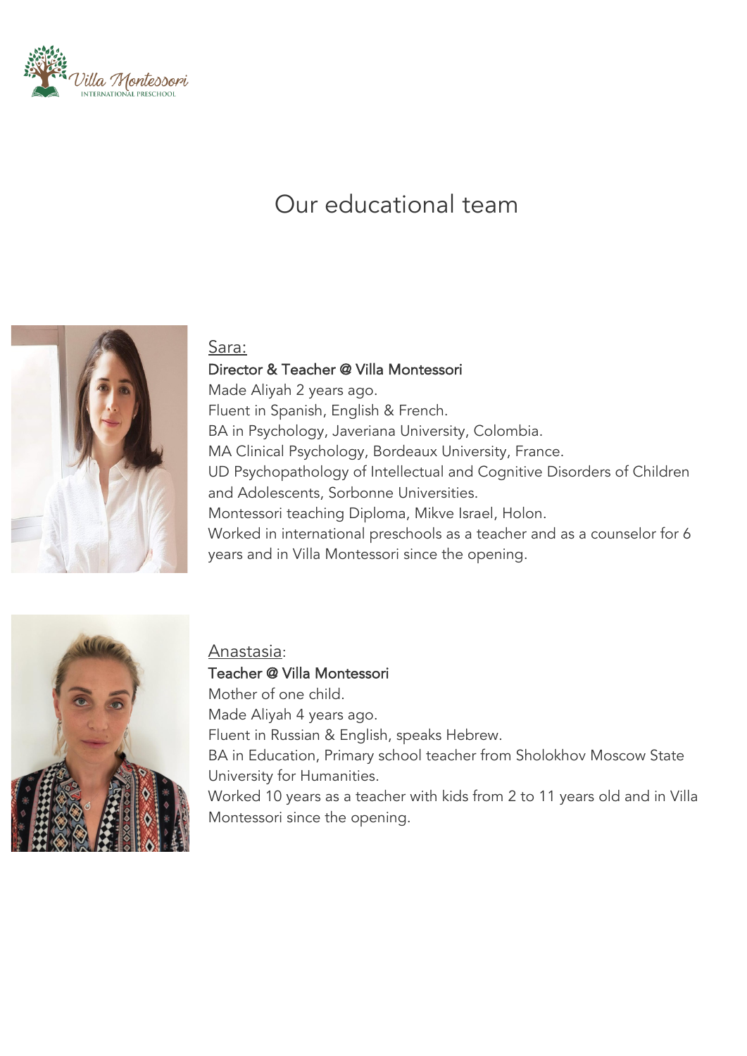# Our educational team

<u>Sara:</u>

Director & Teacher @ Villa Montessori

Made Aliyah 2 years ago.

Fluent in Spanish, English & French.

BA in Psychology, Javeriana University, Colombia.

MA Clinical Psychology, Bordeaux University, France.

UD Psychopathology of Intellectual and Cognitive Disorders of Children and Adolescents, Sorbonne Universities.

Montessori teaching Diploma, Mikve Israel, Holon.

Worked in international preschools as a teacher and as a counselor for 6 years and in Villa Montessori since the opening.

<u>Anastasia</u>:

Teacher @ Villa Montessori

Mother of one child.

Made Aliyah 4 years ago.

Fluent in Russian & English, speaks Hebrew.

BA in Education, Primary school teacher from Sholokhov Moscow State University for Humanities.

Worked 10 years as a teacher with kids from 2 to 11 years old and in Villa Montessori since the opening.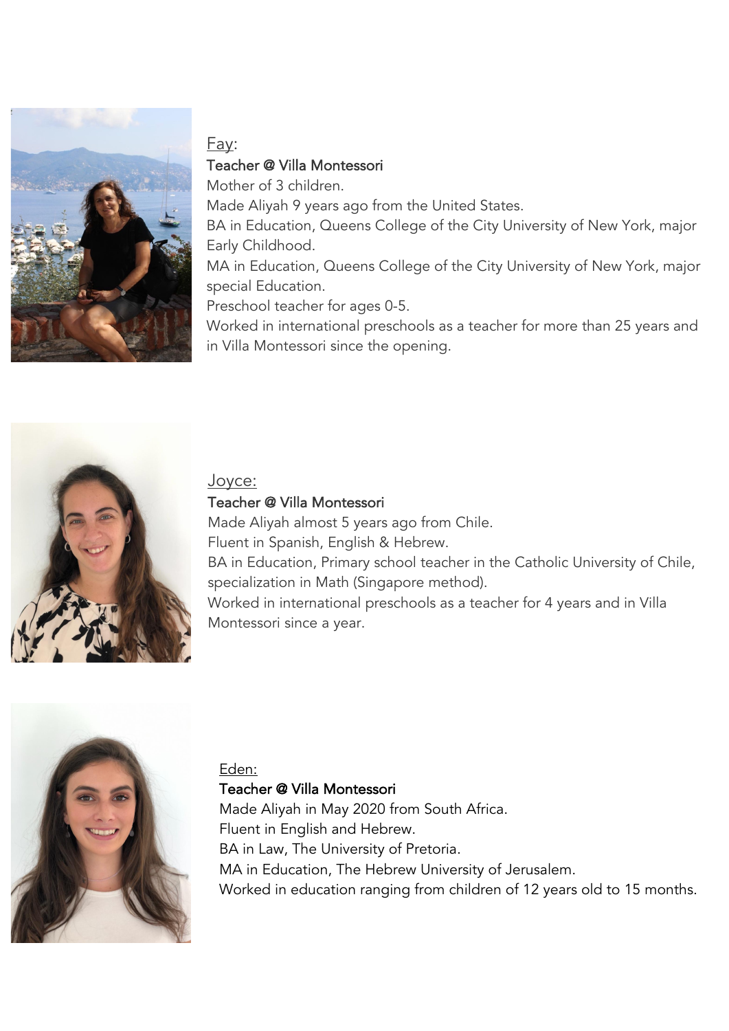Fay:

**Teacher @ Villa Montessori**

Mother of 3 children.
Made Aliyah 9 years ago from the United States.
BA in Education, Queens College of the City University of New York, major Early Childhood.
MA in Education, Queens College of the City University of New York, major special Education.
Preschool teacher for ages 0-5.
Worked in international preschools as a teacher for more than 25 years and in Villa Montessori since the opening.

Joyce:

**Teacher @ Villa Montessori**

Made Aliyah almost 5 years ago from Chile.
Fluent in Spanish, English & Hebrew.
BA in Education, Primary school teacher in the Catholic University of Chile, specialization in Math (Singapore method).
Worked in international preschools as a teacher for 4 years and in Villa Montessori since a year.

Eden:

**Teacher @ Villa Montessori**

Made Aliyah in May 2020 from South Africa.
Fluent in English and Hebrew.
BA in Law, The University of Pretoria.
MA in Education, The Hebrew University of Jerusalem.
Worked in education ranging from children of 12 years old to 15 months.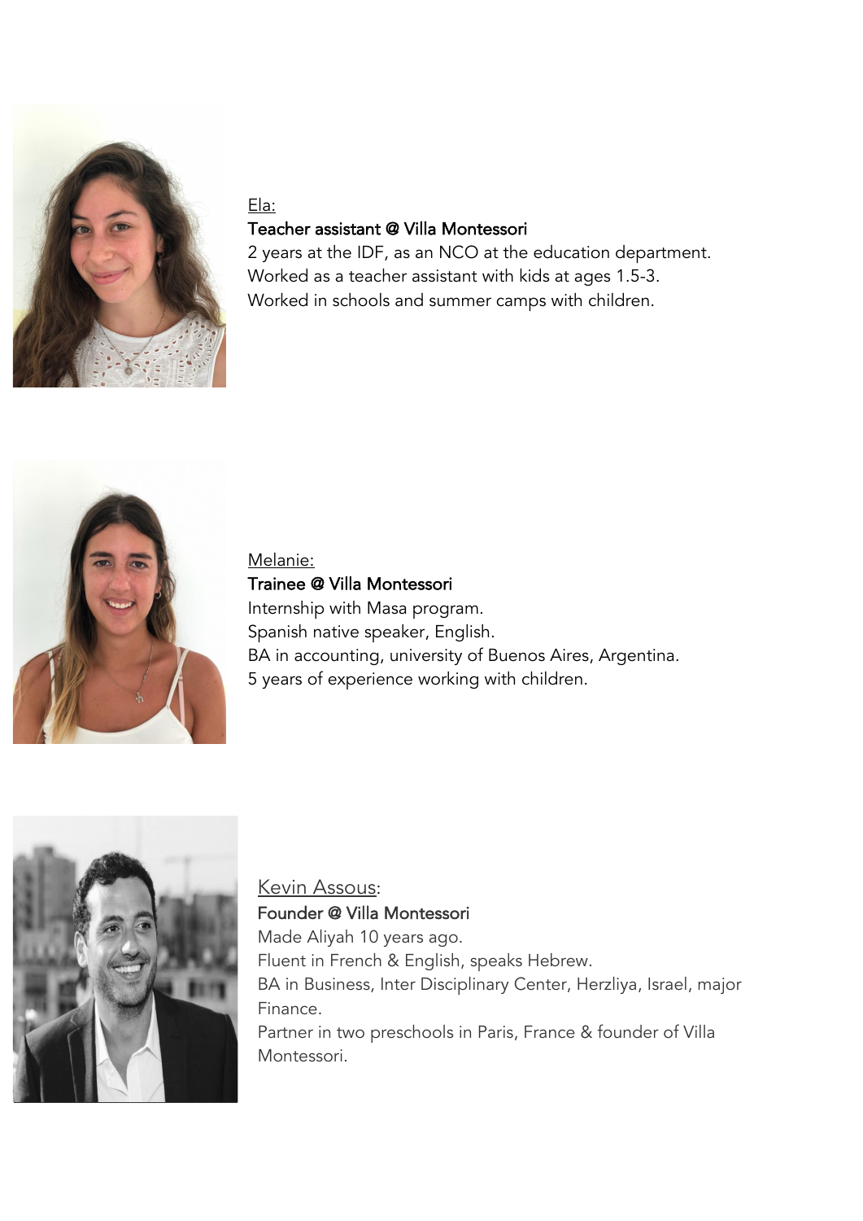Ela:

Teacher assistant @ Villa Montessori

2 years at the IDF, as an NCO at the education department.
Worked as a teacher assistant with kids at ages 1.5-3.
Worked in schools and summer camps with children.

Melanie:

Trainee @ Villa Montessori

Internship with Masa program.
Spanish native speaker, English.
BA in accounting, university of Buenos Aires, Argentina.
5 years of experience working with children.

Kevin Assous:

Founder @ Villa Montessori

Made Aliyah 10 years ago.
Fluent in French & English, speaks Hebrew.
BA in Business, Inter Disciplinary Center, Herzliya, Israel, major Finance.
Partner in two preschools in Paris, France & founder of Villa Montessori.